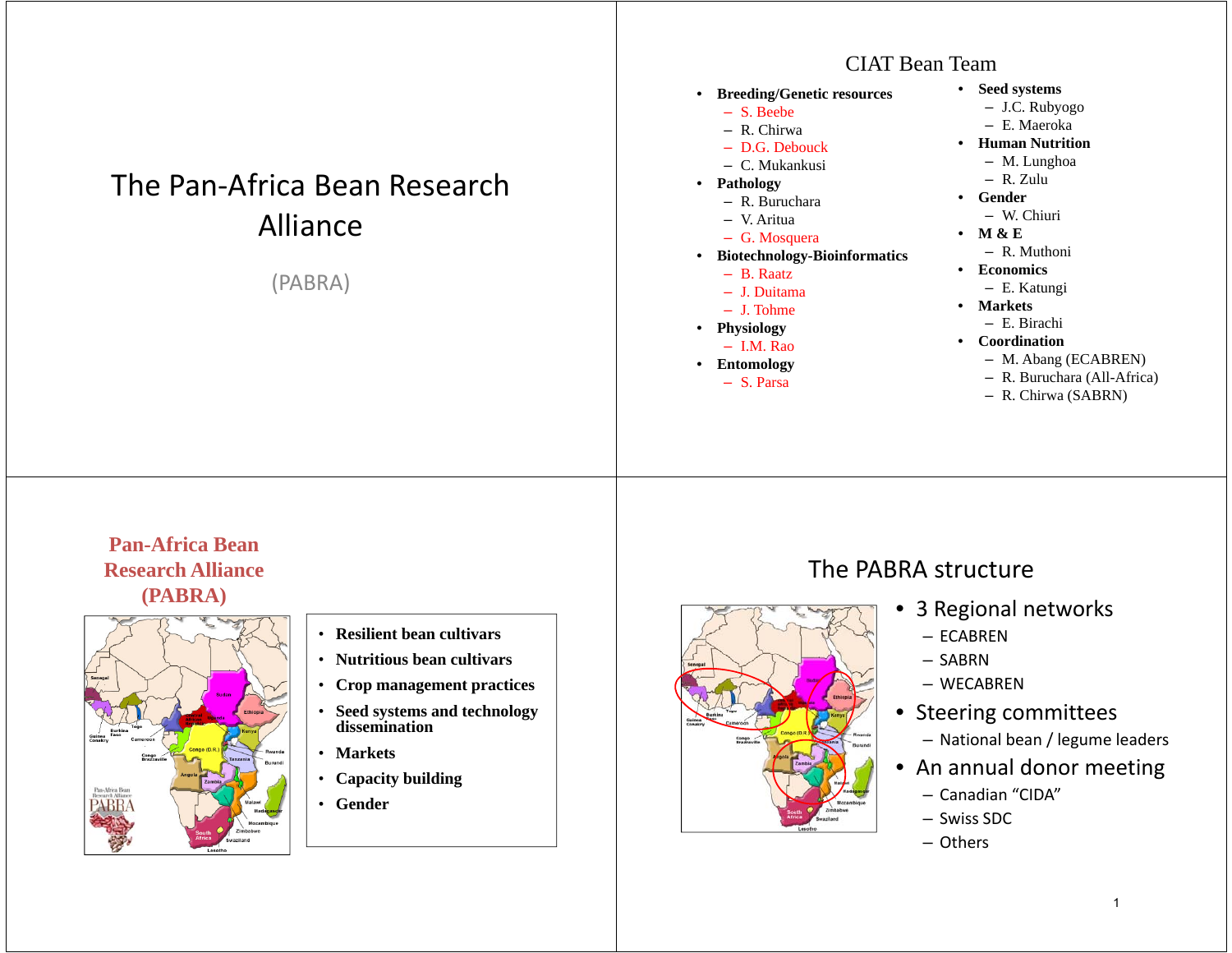# The Pan-Africa Bean Research Alliance

(PABRA)

## CIAT Bean Team

- **Breeding/Genetic resources**
  - S. Beebe
  - R. Chirwa
  - D.G. Debouck
  - C. Mukankusi
- **Pathology**
  - R. Buruchara
  - V. Aritua
  - G. Mosquera
- **Biotechnology-Bioinformatics**
  - B. Raatz
  - J. Duitama
  - J. Tohme
- **Physiology**
  - I.M. Rao
- **Entomology**
  - S. Parsa
- **Seed systems**
  - J.C. Rubyogo
  - E. Maeroka
- **Human Nutrition**
  - M. Lunghoa
  - R. Zulu
- **Gender**
  - W. Chiuri
- **M & E**
  - R. Muthoni
- **Economics**
  - E. Katungi
- **Markets**
  - E. Birachi
- **Coordination**
  - M. Abang (ECABREN)
  - R. Buruchara (All-Africa)
  - R. Chirwa (SABRN)

## Pan-Africa Bean Research Alliance (PABRA)

- **Resilient bean cultivars**
- **Nutritious bean cultivars**
- **Crop management practices**
- **Seed systems and technology dissemination**
- **Markets**
- **Capacity building**
- **Gender**

## The PABRA structure

- 3 Regional networks
  - ECABREN
  - SABRN
  - WECABREN
- Steering committees
  - National bean / legume leaders
- An annual donor meeting
  - Canadian “CIDA”
  - Swiss SDC
  - Others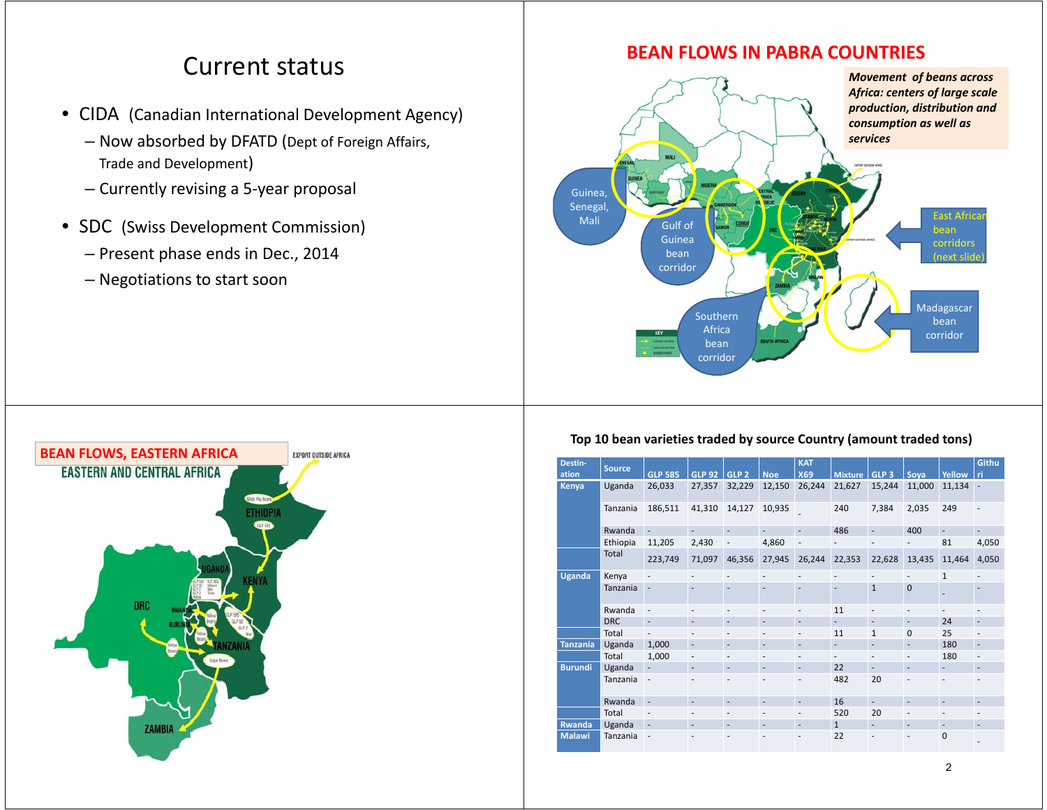# Current status

- CIDA (Canadian International Development Agency)
  - Now absorbed by DFATD (Dept of Foreign Affairs, Trade and Development)
  - Currently revising a 5-year proposal
- SDC (Swiss Development Commission)
  - Present phase ends in Dec., 2014
  - Negotiations to start soon

## BEAN FLOWS IN PABRA COUNTRIES

*Movement of beans across Africa: centers of large scale production, distribution and consumption as well as services*

Guinea, Senegal, Mali

Gulf of Guinea bean corridor

Southern Africa bean corridor

East African bean corridors (next slide)

Madagascar bean corridor

## BEAN FLOWS, EASTERN AFRICA

EASTERN AND CENTRAL AFRICA

## Top 10 bean varieties traded by source Country (amount traded tons)

| Destination | Source | GLP 585 | GLP 92 | GLP 2 | Noe | KAT X69 | Mixture | GLP 3 | Soya | Yellow | Githuri |
|---|---|---|---|---|---|---|---|---|---|---|---|
| Kenya | Uganda | 26,033 | 27,357 | 32,229 | 12,150 | 26,244 | 21,627 | 15,244 | 11,000 | 11,134 | - |
| | Tanzania | 186,511 | 41,310 | 14,127 | 10,935 | - | 240 | 7,384 | 2,035 | 249 | - |
| | Rwanda | - | - | - | - | - | 486 | - | 400 | - | - |
| | Ethiopia | 11,205 | 2,430 | - | 4,860 | - | - | - | - | 81 | 4,050 |
| | Total | 223,749 | 71,097 | 46,356 | 27,945 | 26,244 | 22,353 | 22,628 | 13,435 | 11,464 | 4,050 |
| Uganda | Kenya | - | - | - | - | - | - | - | - | 1 | - |
| | Tanzania | - | - | - | - | - | - | 1 | 0 | - | - |
| | Rwanda | - | - | - | - | - | 11 | - | - | - | - |
| | DRC | - | - | - | - | - | - | - | - | 24 | - |
| | Total | - | - | - | - | - | 11 | 1 | 0 | 25 | - |
| Tanzania | Uganda | 1,000 | - | - | - | - | - | - | - | 180 | - |
| | Total | 1,000 | - | - | - | - | - | - | - | 180 | - |
| Burundi | Uganda | - | - | - | - | - | 22 | - | - | - | - |
| | Tanzania | - | - | - | - | - | 482 | 20 | - | - | - |
| | Rwanda | - | - | - | - | - | 16 | - | - | - | - |
| | Total | - | - | - | - | - | 520 | 20 | - | - | - |
| Rwanda | Uganda | - | - | - | - | - | 1 | - | - | - | - |
| Malawi | Tanzania | - | - | - | - | - | 22 | - | - | 0 | - |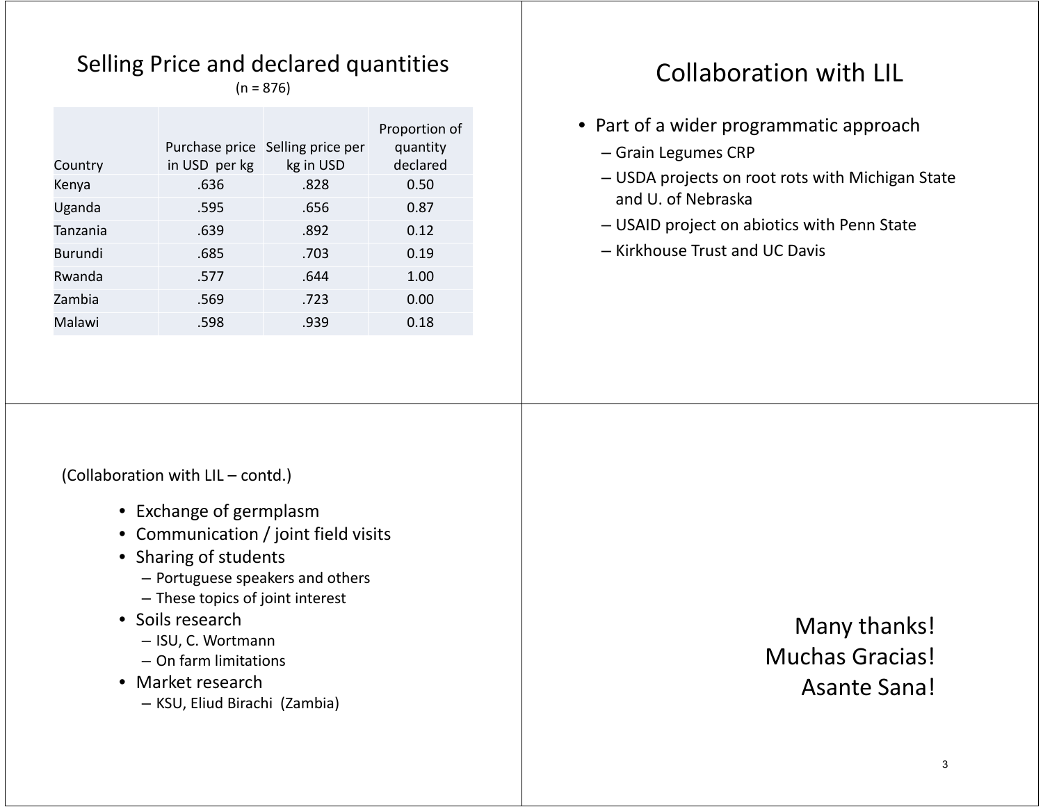## Selling Price and declared quantities

(n = 876)

| Country | Purchase price in USD per kg | Selling price per kg in USD | Proportion of quantity declared |
|---|---|---|---|
| Kenya | .636 | .828 | 0.50 |
| Uganda | .595 | .656 | 0.87 |
| Tanzania | .639 | .892 | 0.12 |
| Burundi | .685 | .703 | 0.19 |
| Rwanda | .577 | .644 | 1.00 |
| Zambia | .569 | .723 | 0.00 |
| Malawi | .598 | .939 | 0.18 |

## Collaboration with LIL

- Part of a wider programmatic approach
  - Grain Legumes CRP
  - USDA projects on root rots with Michigan State and U. of Nebraska
  - USAID project on abiotics with Penn State
  - Kirkhouse Trust and UC Davis

(Collaboration with LIL – contd.)

- Exchange of germplasm
- Communication / joint field visits
- Sharing of students
  - Portuguese speakers and others
  - These topics of joint interest
- Soils research
  - ISU, C. Wortmann
  - On farm limitations
- Market research
  - KSU, Eliud Birachi (Zambia)

Many thanks!
Muchas Gracias!
Asante Sana!